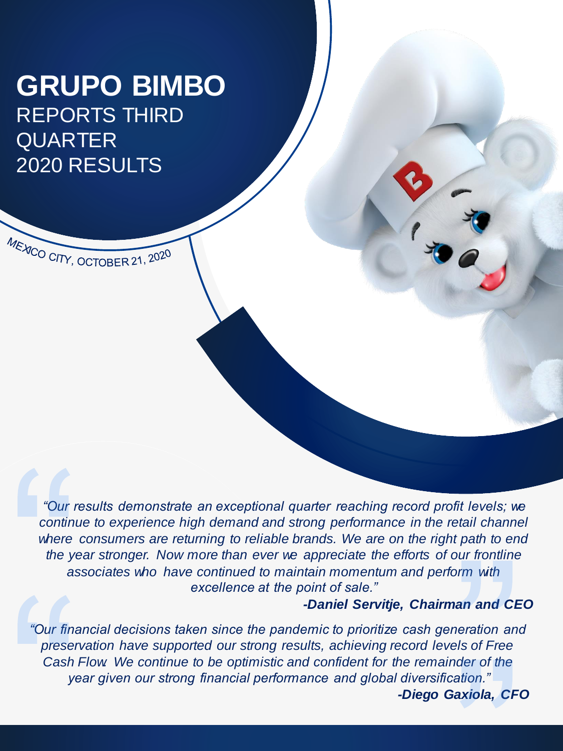# GRUPO BIMBO REPORTS THIRD QUARTER 2020 RESULTS

MEXICO CITY, OCTOBER 21, 2020

*"Our results demonstrate an exceptional quarter reaching record profit levels; we continue to experience high demand and strong performance in the retail channel where consumers are returning to reliable brands. We are on the right path to end the year stronger. Now more than ever we appreciate the efforts of our frontline associates who have continued to maintain momentum and perform with excellence at the point of sale."*

***-Daniel Servitje, Chairman and CEO***

*"Our financial decisions taken since the pandemic to prioritize cash generation and preservation have supported our strong results, achieving record levels of Free Cash Flow. We continue to be optimistic and confident for the remainder of the year given our strong financial performance and global diversification."*

***-Diego Gaxiola, CFO***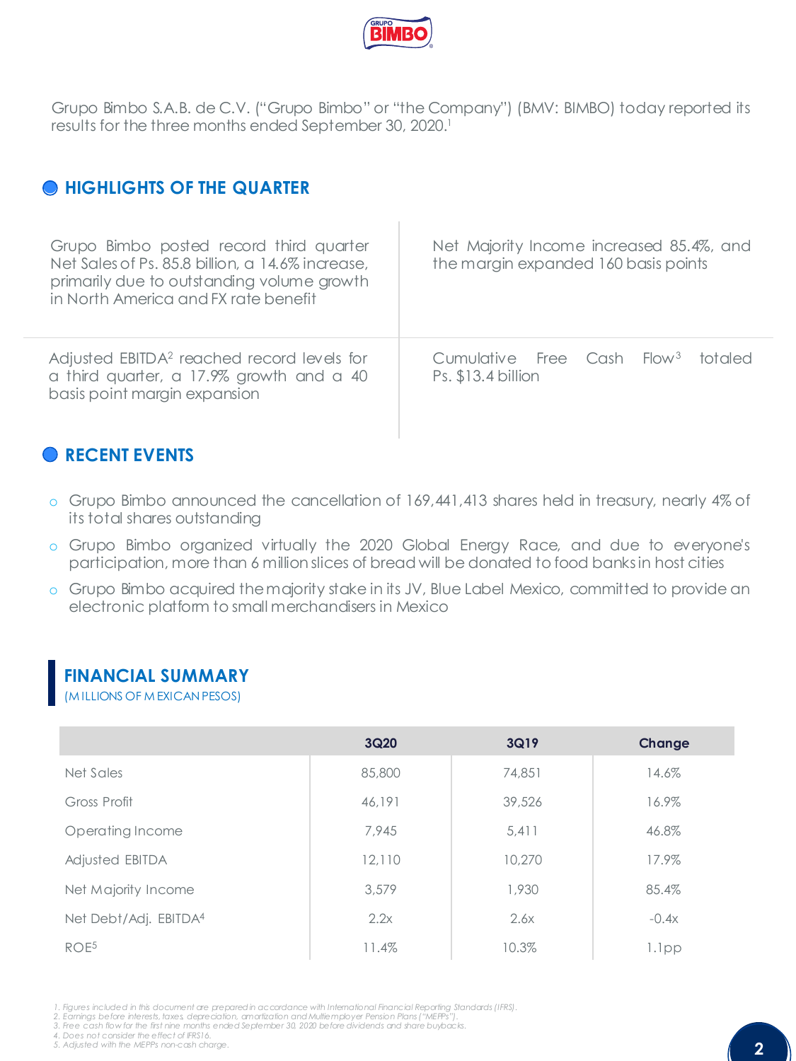Grupo Bimbo S.A.B. de C.V. ("Grupo Bimbo" or "the Company") (BMV: BIMBO) today reported its results for the three months ended September 30, 2020.[1]

## HIGHLIGHTS OF THE QUARTER

Grupo Bimbo posted record third quarter Net Sales of Ps. 85.8 billion, a 14.6% increase, primarily due to outstanding volume growth in North America and FX rate benefit

Net Majority Income increased 85.4%, and the margin expanded 160 basis points

Adjusted EBITDA[2] reached record levels for a third quarter, a 17.9% growth and a 40 basis point margin expansion

Cumulative Free Cash Flow[3] totaled Ps. $13.4 billion

## RECENT EVENTS

- Grupo Bimbo announced the cancellation of 169,441,413 shares held in treasury, nearly 4% of its total shares outstanding
- Grupo Bimbo organized virtually the 2020 Global Energy Race, and due to everyone's participation, more than 6 million slices of bread will be donated to food banks in host cities
- Grupo Bimbo acquired the majority stake in its JV, Blue Label Mexico, committed to provide an electronic platform to small merchandisers in Mexico

## FINANCIAL SUMMARY

(MILLIONS OF MEXICAN PESOS)

| | 3Q20 | 3Q19 | Change |
|---|---|---|---|
| Net Sales | 85,800 | 74,851 | 14.6% |
| Gross Profit | 46,191 | 39,526 | 16.9% |
| Operating Income | 7,945 | 5,411 | 46.8% |
| Adjusted EBITDA | 12,110 | 10,270 | 17.9% |
| Net Majority Income | 3,579 | 1,930 | 85.4% |
| Net Debt/Adj. EBITDA[4] | 2.2x | 2.6x | -0.4x |
| ROE[5] | 11.4% | 10.3% | 1.1pp |

*1. Figures included in this document are prepared in accordance with International Financial Reporting Standards (IFRS).*
*2. Earnings before interests, taxes, depreciation, amortization and Multiemployer Pension Plans ("MEPPs").*
*3. Free cash flow for the first nine months ended September 30, 2020 before dividends and share buybacks.*
*4. Does not consider the effect of IFRS16.*
*5. Adjusted with the MEPPs non-cash charge.*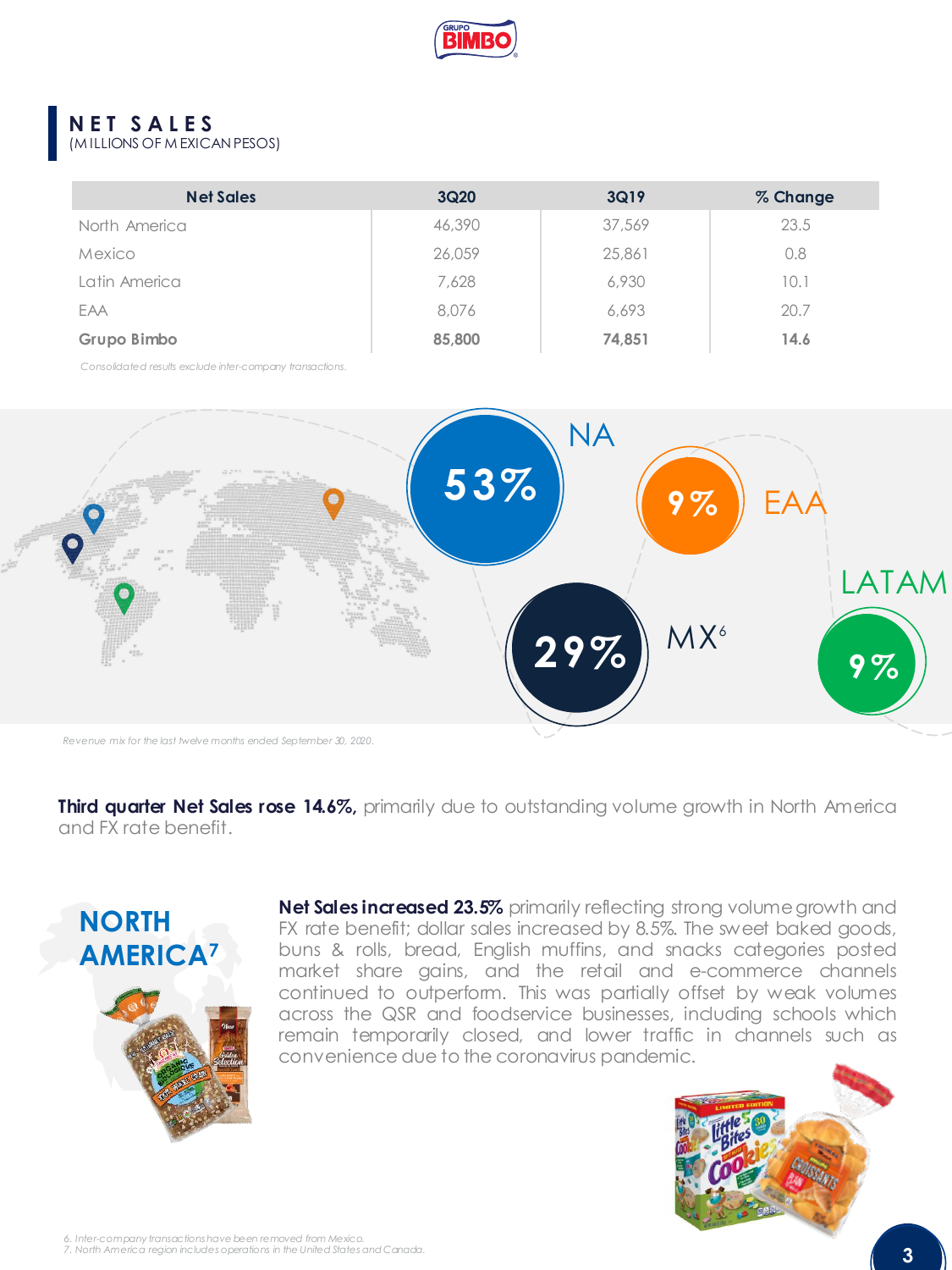## NET SALES
(MILLIONS OF MEXICAN PESOS)

| Net Sales | 3Q20 | 3Q19 | % Change |
|---|---|---|---|
| North America | 46,390 | 37,569 | 23.5 |
| Mexico | 26,059 | 25,861 | 0.8 |
| Latin America | 7,628 | 6,930 | 10.1 |
| EAA | 8,076 | 6,693 | 20.7 |
| **Grupo Bimbo** | **85,800** | **74,851** | **14.6** |

*Consolidated results exclude inter-company transactions.*

NA 53%

EAA 9%

MX[6] 29%

LATAM 9%

*Revenue mix for the last twelve months ended September 30, 2020.*

**Third quarter Net Sales rose 14.6%,** primarily due to outstanding volume growth in North America and FX rate benefit.

### NORTH AMERICA[7]

**Net Sales increased 23.5%** primarily reflecting strong volume growth and FX rate benefit; dollar sales increased by 8.5%. The sweet baked goods, buns & rolls, bread, English muffins, and snacks categories posted market share gains, and the retail and e-commerce channels continued to outperform. This was partially offset by weak volumes across the QSR and foodservice businesses, including schools which remain temporarily closed, and lower traffic in channels such as convenience due to the coronavirus pandemic.

*6. Inter-company transactions have been removed from Mexico.*
*7. North America region includes operations in the United States and Canada.*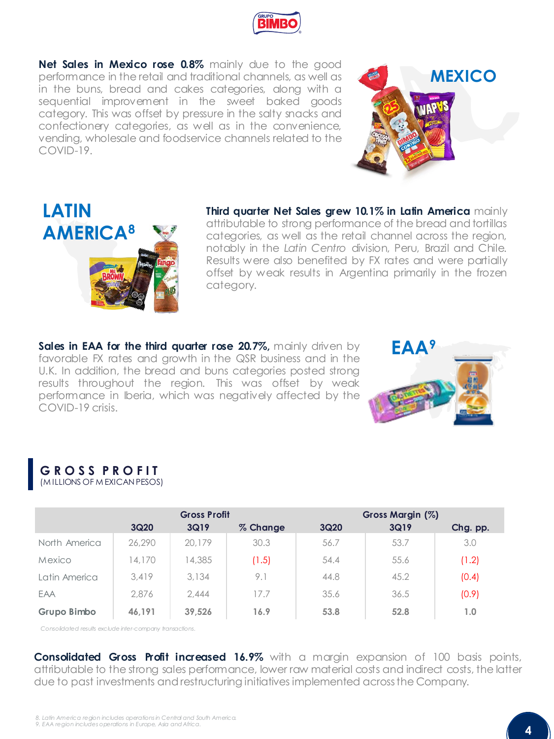**Net Sales in Mexico rose 0.8%** mainly due to the good performance in the retail and traditional channels, as well as in the buns, bread and cakes categories, along with a sequential improvement in the sweet baked goods category. This was offset by pressure in the salty snacks and confectionery categories, as well as in the convenience, vending, wholesale and foodservice channels related to the COVID-19.

## MEXICO

## LATIN AMERICA[8]

**Third quarter Net Sales grew 10.1% in Latin America** mainly attributable to strong performance of the bread and tortillas categories, as well as the retail channel across the region, notably in the *Latin Centro* division, Peru, Brazil and Chile. Results were also benefited by FX rates and were partially offset by weak results in Argentina primarily in the frozen category.

**Sales in EAA for the third quarter rose 20.7%,** mainly driven by favorable FX rates and growth in the QSR business and in the U.K. In addition, the bread and buns categories posted strong results throughout the region. This was offset by weak performance in Iberia, which was negatively affected by the COVID-19 crisis.

## EAA[9]

## GROSS PROFIT
(MILLIONS OF MEXICAN PESOS)

| | Gross Profit | | | Gross Margin (%) | | |
|---|---|---|---|---|---|---|
| | 3Q20 | 3Q19 | % Change | 3Q20 | 3Q19 | Chg. pp. |
| North America | 26,290 | 20,179 | 30.3 | 56.7 | 53.7 | 3.0 |
| Mexico | 14,170 | 14,385 | (1.5) | 54.4 | 55.6 | (1.2) |
| Latin America | 3,419 | 3,134 | 9.1 | 44.8 | 45.2 | (0.4) |
| EAA | 2,876 | 2,444 | 17.7 | 35.6 | 36.5 | (0.9) |
| **Grupo Bimbo** | **46,191** | **39,526** | **16.9** | **53.8** | **52.8** | **1.0** |

*Consolidated results exclude inter-company transactions.*

**Consolidated Gross Profit increased 16.9%** with a margin expansion of 100 basis points, attributable to the strong sales performance, lower raw material costs and indirect costs, the latter due to past investments and restructuring initiatives implemented across the Company.

*8. Latin America region includes operations in Central and South America.*
*9. EAA region includes operations in Europe, Asia and Africa.*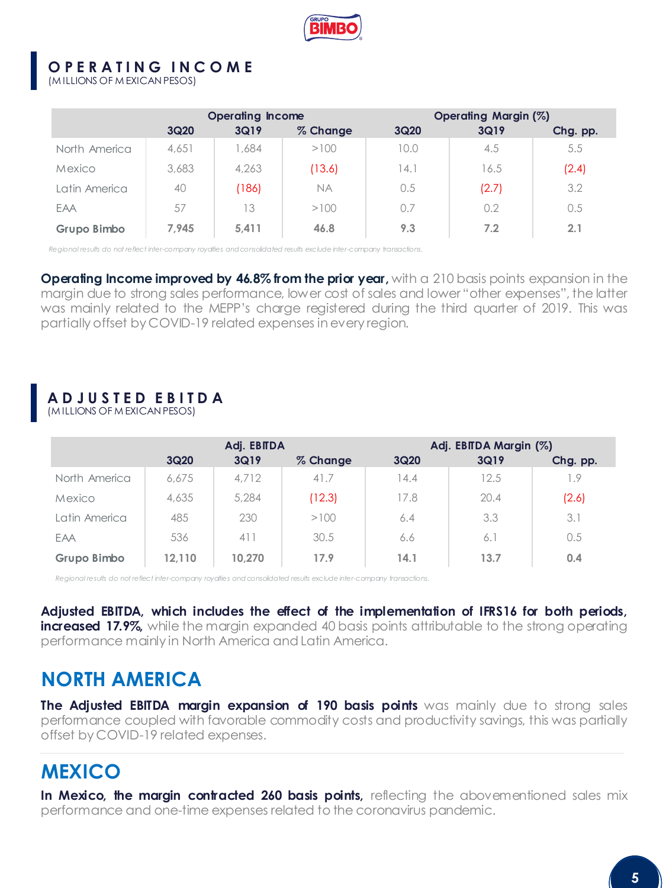## OPERATING INCOME
(MILLIONS OF MEXICAN PESOS)

| | Operating Income | | | Operating Margin (%) | | |
|---|---|---|---|---|---|---|
| | 3Q20 | 3Q19 | % Change | 3Q20 | 3Q19 | Chg. pp. |
| North America | 4,651 | 1,684 | >100 | 10.0 | 4.5 | 5.5 |
| Mexico | 3,683 | 4,263 | (13.6) | 14.1 | 16.5 | (2.4) |
| Latin America | 40 | (186) | NA | 0.5 | (2.7) | 3.2 |
| EAA | 57 | 13 | >100 | 0.7 | 0.2 | 0.5 |
| **Grupo Bimbo** | **7,945** | **5,411** | **46.8** | **9.3** | **7.2** | **2.1** |

*Regional results do not reflect inter-company royalties and consolidated results exclude inter-company transactions.*

**Operating Income improved by 46.8% from the prior year,** with a 210 basis points expansion in the margin due to strong sales performance, lower cost of sales and lower "other expenses", the latter was mainly related to the MEPP's charge registered during the third quarter of 2019. This was partially offset by COVID-19 related expenses in every region.

## ADJUSTED EBITDA
(MILLIONS OF MEXICAN PESOS)

| | Adj. EBITDA | | | Adj. EBITDA Margin (%) | | |
|---|---|---|---|---|---|---|
| | 3Q20 | 3Q19 | % Change | 3Q20 | 3Q19 | Chg. pp. |
| North America | 6,675 | 4,712 | 41.7 | 14.4 | 12.5 | 1.9 |
| Mexico | 4,635 | 5,284 | (12.3) | 17.8 | 20.4 | (2.6) |
| Latin America | 485 | 230 | >100 | 6.4 | 3.3 | 3.1 |
| EAA | 536 | 411 | 30.5 | 6.6 | 6.1 | 0.5 |
| **Grupo Bimbo** | **12,110** | **10,270** | **17.9** | **14.1** | **13.7** | **0.4** |

*Regional results do not reflect inter-company royalties and consolidated results exclude inter-company transactions.*

**Adjusted EBITDA, which includes the effect of the implementation of IFRS16 for both periods, increased 17.9%,** while the margin expanded 40 basis points attributable to the strong operating performance mainly in North America and Latin America.

## NORTH AMERICA

**The Adjusted EBITDA margin expansion of 190 basis points** was mainly due to strong sales performance coupled with favorable commodity costs and productivity savings, this was partially offset by COVID-19 related expenses.

## MEXICO

**In Mexico, the margin contracted 260 basis points,** reflecting the abovementioned sales mix performance and one-time expenses related to the coronavirus pandemic.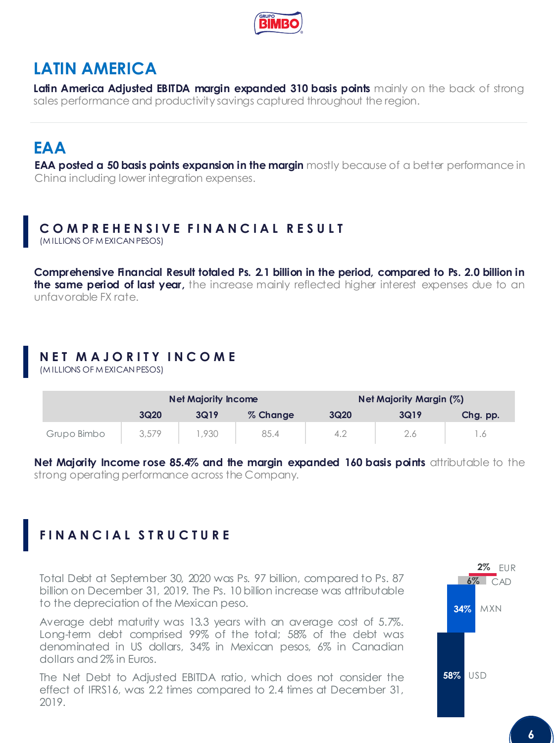## LATIN AMERICA

**Latin America Adjusted EBITDA margin expanded 310 basis points** mainly on the back of strong sales performance and productivity savings captured throughout the region.

## EAA

**EAA posted a 50 basis points expansion in the margin** mostly because of a better performance in China including lower integration expenses.

## COMPREHENSIVE FINANCIAL RESULT

(MILLIONS OF MEXICAN PESOS)

**Comprehensive Financial Result totaled Ps. 2.1 billion in the period, compared to Ps. 2.0 billion in the same period of last year,** the increase mainly reflected higher interest expenses due to an unfavorable FX rate.

## NET MAJORITY INCOME

(MILLIONS OF MEXICAN PESOS)

| | Net Majority Income | | | Net Majority Margin (%) | | |
|---|---|---|---|---|---|---|
| | 3Q20 | 3Q19 | % Change | 3Q20 | 3Q19 | Chg. pp. |
| Grupo Bimbo | 3,579 | 1,930 | 85.4 | 4.2 | 2.6 | 1.6 |

**Net Majority Income rose 85.4% and the margin expanded 160 basis points** attributable to the strong operating performance across the Company.

## FINANCIAL STRUCTURE

Total Debt at September 30, 2020 was Ps. 97 billion, compared to Ps. 87 billion on December 31, 2019. The Ps. 10 billion increase was attributable to the depreciation of the Mexican peso.

Average debt maturity was 13.3 years with an average cost of 5.7%. Long-term debt comprised 99% of the total; 58% of the debt was denominated in US dollars, 34% in Mexican pesos, 6% in Canadian dollars and 2% in Euros.

The Net Debt to Adjusted EBITDA ratio, which does not consider the effect of IFRS16, was 2.2 times compared to 2.4 times at December 31, 2019.

2% EUR
6% CAD
34% MXN
58% USD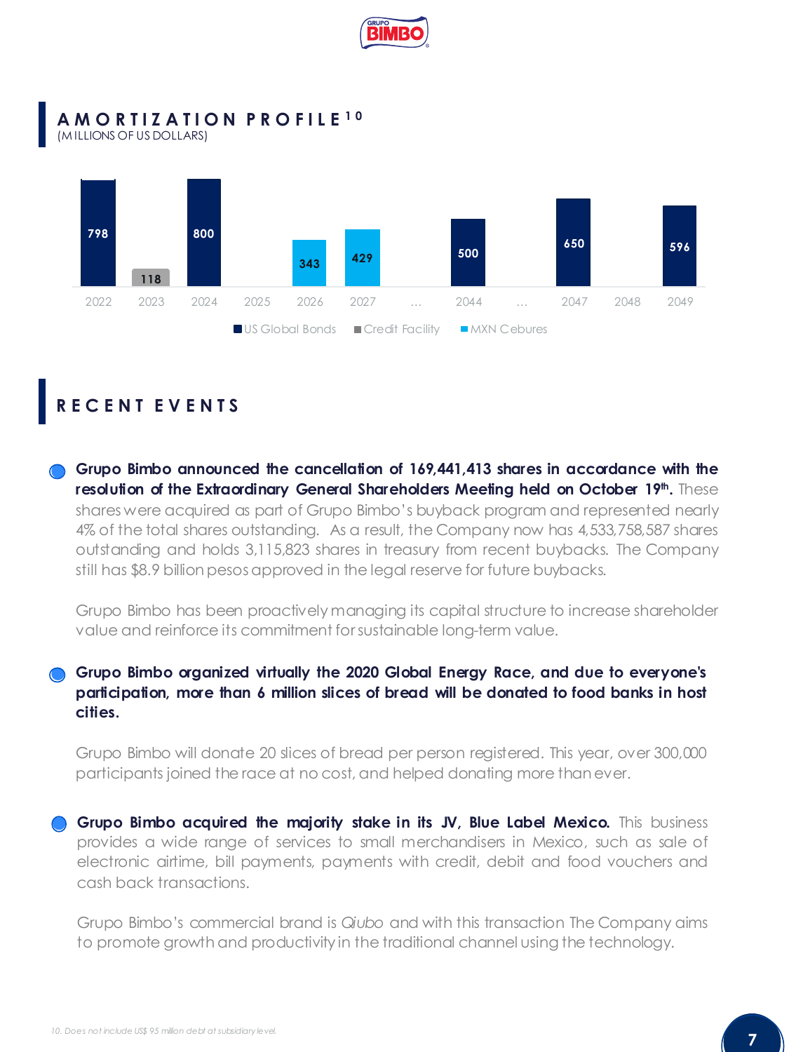## AMORTIZATION PROFILE[10]

(MILLIONS OF US DOLLARS)

| Year | US Global Bonds | Credit Facility | MXN Cebures |
|---|---|---|---|
| 2022 | 798 | | |
| 2023 | | 118 | |
| 2024 | 800 | | |
| 2025 | | | |
| 2026 | | | 343 |
| 2027 | | | 429 |
| … | | | |
| 2044 | 500 | | |
| … | | | |
| 2047 | 650 | | |
| 2048 | | | |
| 2049 | 596 | | |

## RECENT EVENTS

- **Grupo Bimbo announced the cancellation of 169,441,413 shares in accordance with the resolution of the Extraordinary General Shareholders Meeting held on October 19th.** These shares were acquired as part of Grupo Bimbo's buyback program and represented nearly 4% of the total shares outstanding. As a result, the Company now has 4,533,758,587 shares outstanding and holds 3,115,823 shares in treasury from recent buybacks. The Company still has $8.9 billion pesos approved in the legal reserve for future buybacks.

  Grupo Bimbo has been proactively managing its capital structure to increase shareholder value and reinforce its commitment for sustainable long-term value.

- **Grupo Bimbo organized virtually the 2020 Global Energy Race, and due to everyone's participation, more than 6 million slices of bread will be donated to food banks in host cities.**

  Grupo Bimbo will donate 20 slices of bread per person registered. This year, over 300,000 participants joined the race at no cost, and helped donating more than ever.

- **Grupo Bimbo acquired the majority stake in its JV, Blue Label Mexico.** This business provides a wide range of services to small merchandisers in Mexico, such as sale of electronic airtime, bill payments, payments with credit, debit and food vouchers and cash back transactions.

  Grupo Bimbo's commercial brand is *Qiubo* and with this transaction The Company aims to promote growth and productivity in the traditional channel using the technology.

10. Does not include US$ 95 million debt at subsidiary level.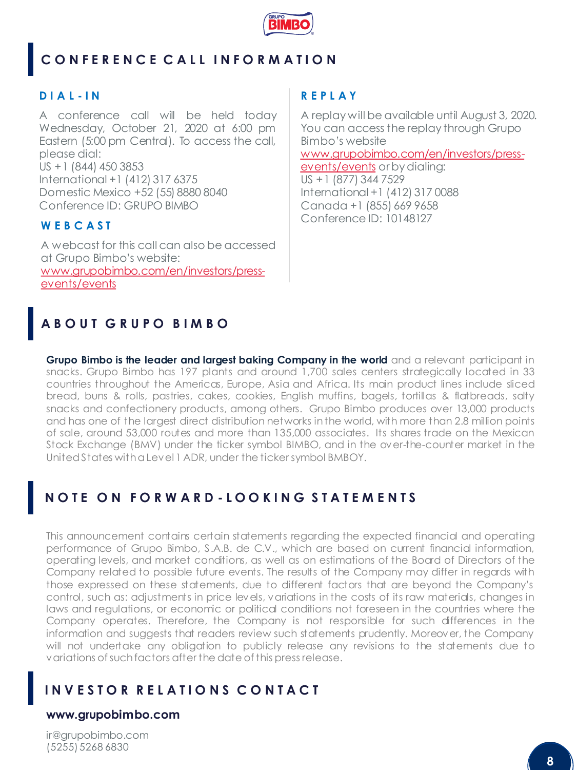## CONFERENCE CALL INFORMATION

### DIAL-IN

A conference call will be held today Wednesday, October 21, 2020 at 6:00 pm Eastern (5:00 pm Central). To access the call, please dial:
US +1 (844) 450 3853
International +1 (412) 317 6375
Domestic Mexico +52 (55) 8880 8040
Conference ID: GRUPO BIMBO

### WEBCAST

A webcast for this call can also be accessed at Grupo Bimbo's website: www.grupobimbo.com/en/investors/press-events/events

### REPLAY

A replay will be available until August 3, 2020. You can access the replay through Grupo Bimbo's website www.grupobimbo.com/en/investors/press-events/events or by dialing:
US +1 (877) 344 7529
International +1 (412) 317 0088
Canada +1 (855) 669 9658
Conference ID: 10148127

## ABOUT GRUPO BIMBO

**Grupo Bimbo is the leader and largest baking Company in the world** and a relevant participant in snacks. Grupo Bimbo has 197 plants and around 1,700 sales centers strategically located in 33 countries throughout the Americas, Europe, Asia and Africa. Its main product lines include sliced bread, buns & rolls, pastries, cakes, cookies, English muffins, bagels, tortillas & flatbreads, salty snacks and confectionery products, among others. Grupo Bimbo produces over 13,000 products and has one of the largest direct distribution networks in the world, with more than 2.8 million points of sale, around 53,000 routes and more than 135,000 associates. Its shares trade on the Mexican Stock Exchange (BMV) under the ticker symbol BIMBO, and in the over-the-counter market in the United States with a Level 1 ADR, under the ticker symbol BMBOY.

## NOTE ON FORWARD-LOOKING STATEMENTS

This announcement contains certain statements regarding the expected financial and operating performance of Grupo Bimbo, S.A.B. de C.V., which are based on current financial information, operating levels, and market conditions, as well as on estimations of the Board of Directors of the Company related to possible future events. The results of the Company may differ in regards with those expressed on these statements, due to different factors that are beyond the Company's control, such as: adjustments in price levels, variations in the costs of its raw materials, changes in laws and regulations, or economic or political conditions not foreseen in the countries where the Company operates. Therefore, the Company is not responsible for such differences in the information and suggests that readers review such statements prudently. Moreover, the Company will not undertake any obligation to publicly release any revisions to the statements due to variations of such factors after the date of this press release.

## INVESTOR RELATIONS CONTACT

**www.grupobimbo.com**

ir@grupobimbo.com
(5255) 5268 6830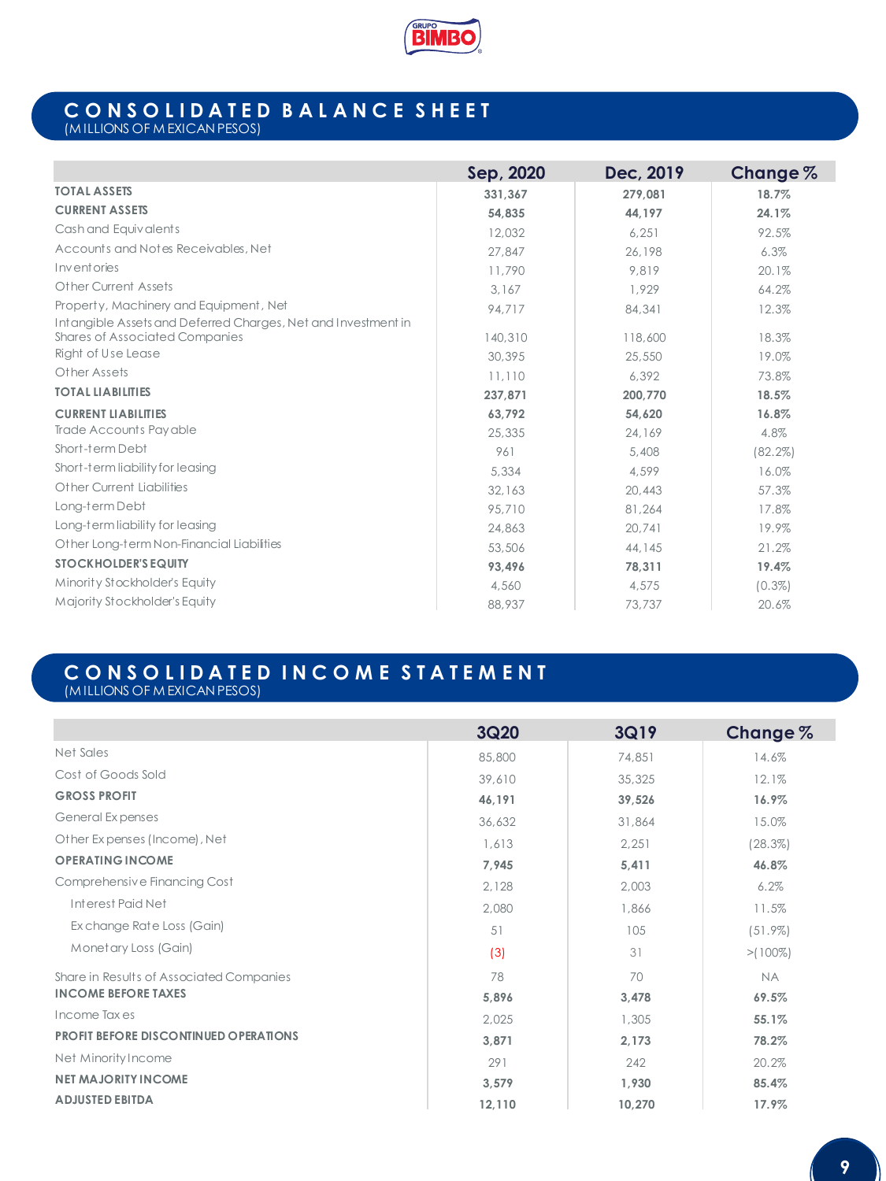## CONSOLIDATED BALANCE SHEET
(MILLIONS OF MEXICAN PESOS)

| | Sep, 2020 | Dec, 2019 | Change % |
|---|---|---|---|
| **TOTAL ASSETS** | **331,367** | **279,081** | **18.7%** |
| **CURRENT ASSETS** | **54,835** | **44,197** | **24.1%** |
| Cash and Equivalents | 12,032 | 6,251 | 92.5% |
| Accounts and Notes Receivables, Net | 27,847 | 26,198 | 6.3% |
| Inventories | 11,790 | 9,819 | 20.1% |
| Other Current Assets | 3,167 | 1,929 | 64.2% |
| Property, Machinery and Equipment, Net | 94,717 | 84,341 | 12.3% |
| Intangible Assets and Deferred Charges, Net and Investment in Shares of Associated Companies | 140,310 | 118,600 | 18.3% |
| Right of Use Lease | 30,395 | 25,550 | 19.0% |
| Other Assets | 11,110 | 6,392 | 73.8% |
| **TOTAL LIABILITIES** | **237,871** | **200,770** | **18.5%** |
| **CURRENT LIABILITIES** | **63,792** | **54,620** | **16.8%** |
| Trade Accounts Payable | 25,335 | 24,169 | 4.8% |
| Short-term Debt | 961 | 5,408 | (82.2%) |
| Short-term liability for leasing | 5,334 | 4,599 | 16.0% |
| Other Current Liabilities | 32,163 | 20,443 | 57.3% |
| Long-term Debt | 95,710 | 81,264 | 17.8% |
| Long-term liability for leasing | 24,863 | 20,741 | 19.9% |
| Other Long-term Non-Financial Liabilities | 53,506 | 44,145 | 21.2% |
| **STOCKHOLDER'S EQUITY** | **93,496** | **78,311** | **19.4%** |
| Minority Stockholder's Equity | 4,560 | 4,575 | (0.3%) |
| Majority Stockholder's Equity | 88,937 | 73,737 | 20.6% |

## CONSOLIDATED INCOME STATEMENT
(MILLIONS OF MEXICAN PESOS)

| | 3Q20 | 3Q19 | Change % |
|---|---|---|---|
| Net Sales | 85,800 | 74,851 | 14.6% |
| Cost of Goods Sold | 39,610 | 35,325 | 12.1% |
| **GROSS PROFIT** | **46,191** | **39,526** | **16.9%** |
| General Expenses | 36,632 | 31,864 | 15.0% |
| Other Expenses (Income), Net | 1,613 | 2,251 | (28.3%) |
| **OPERATING INCOME** | **7,945** | **5,411** | **46.8%** |
| Comprehensive Financing Cost | 2,128 | 2,003 | 6.2% |
| Interest Paid Net | 2,080 | 1,866 | 11.5% |
| Exchange Rate Loss (Gain) | 51 | 105 | (51.9%) |
| Monetary Loss (Gain) | (3) | 31 | >(100%) |
| Share in Results of Associated Companies | 78 | 70 | NA |
| **INCOME BEFORE TAXES** | **5,896** | **3,478** | **69.5%** |
| Income Taxes | 2,025 | 1,305 | 55.1% |
| **PROFIT BEFORE DISCONTINUED OPERATIONS** | **3,871** | **2,173** | **78.2%** |
| Net Minority Income | 291 | 242 | 20.2% |
| **NET MAJORITY INCOME** | **3,579** | **1,930** | **85.4%** |
| **ADJUSTED EBITDA** | **12,110** | **10,270** | **17.9%** |